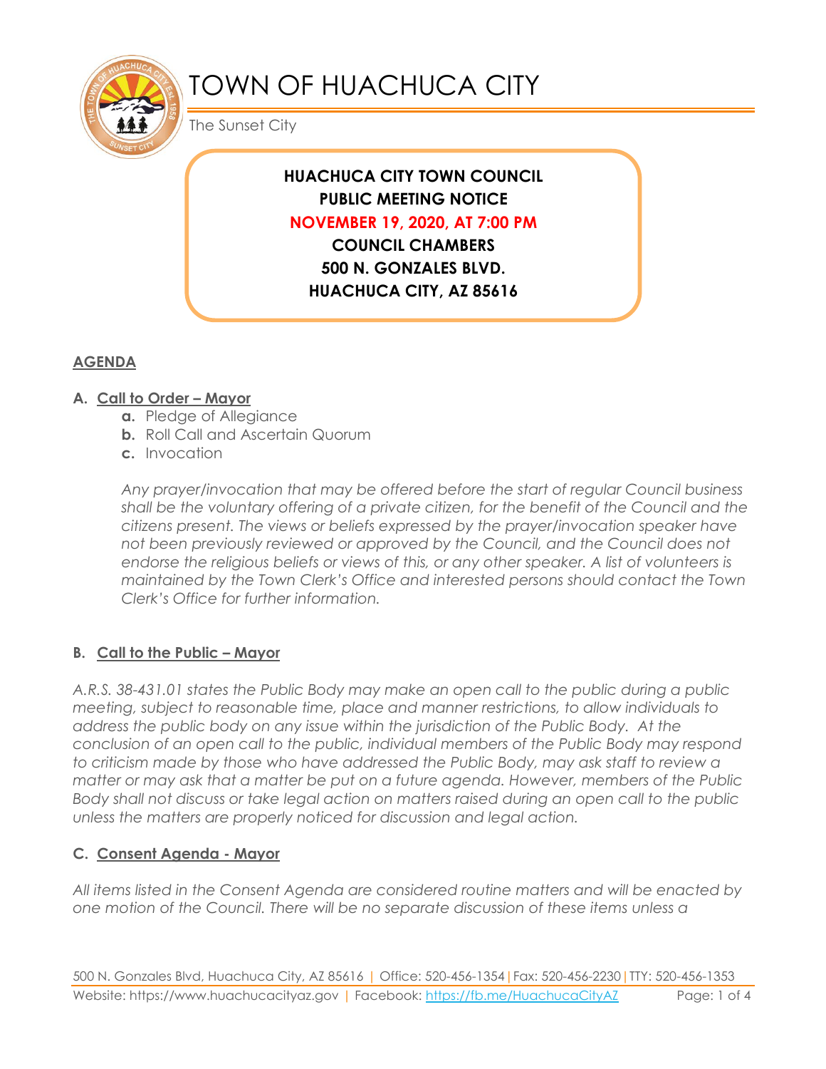# TOWN OF HUACHUCA CITY

The Sunset City

**HUACHUCA CITY TOWN COUNCIL**
**PUBLIC MEETING NOTICE**
**NOVEMBER 19, 2020, AT 7:00 PM**
**COUNCIL CHAMBERS**
**500 N. GONZALES BLVD.**
**HUACHUCA CITY, AZ 85616**

## AGENDA

### A. Call to Order – Mayor

- **a.** Pledge of Allegiance
- **b.** Roll Call and Ascertain Quorum
- **c.** Invocation

*Any prayer/invocation that may be offered before the start of regular Council business shall be the voluntary offering of a private citizen, for the benefit of the Council and the citizens present. The views or beliefs expressed by the prayer/invocation speaker have not been previously reviewed or approved by the Council, and the Council does not endorse the religious beliefs or views of this, or any other speaker. A list of volunteers is maintained by the Town Clerk's Office and interested persons should contact the Town Clerk's Office for further information.*

### B. Call to the Public – Mayor

*A.R.S. 38-431.01 states the Public Body may make an open call to the public during a public meeting, subject to reasonable time, place and manner restrictions, to allow individuals to address the public body on any issue within the jurisdiction of the Public Body. At the conclusion of an open call to the public, individual members of the Public Body may respond to criticism made by those who have addressed the Public Body, may ask staff to review a matter or may ask that a matter be put on a future agenda. However, members of the Public Body shall not discuss or take legal action on matters raised during an open call to the public unless the matters are properly noticed for discussion and legal action.*

### C. Consent Agenda - Mayor

*All items listed in the Consent Agenda are considered routine matters and will be enacted by one motion of the Council. There will be no separate discussion of these items unless a*

500 N. Gonzales Blvd, Huachuca City, AZ 85616 | Office: 520-456-1354 | Fax: 520-456-2230 | TTY: 520-456-1353
Website: https://www.huachucacityaz.gov | Facebook: https://fb.me/HuachucaCityAZ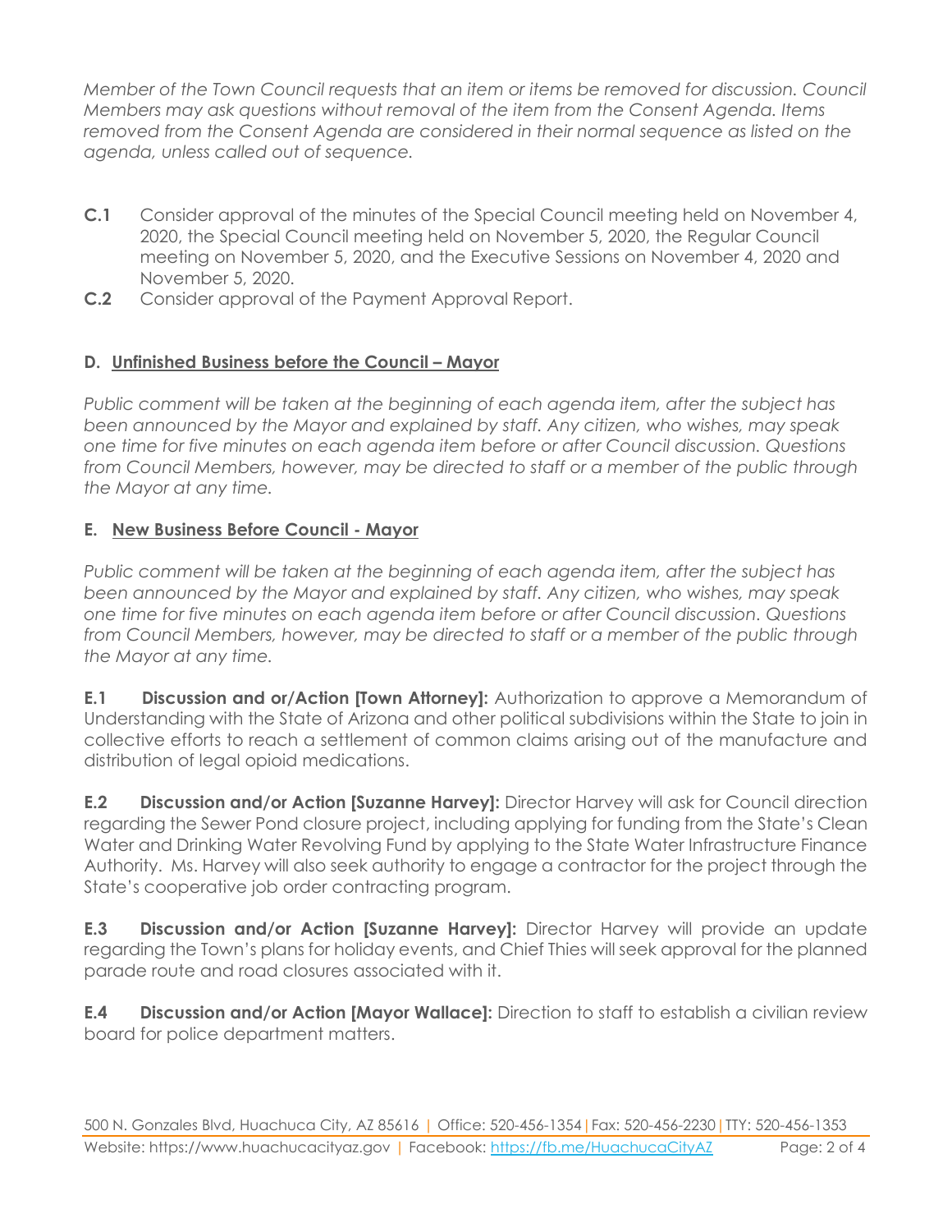*Member of the Town Council requests that an item or items be removed for discussion. Council Members may ask questions without removal of the item from the Consent Agenda. Items removed from the Consent Agenda are considered in their normal sequence as listed on the agenda, unless called out of sequence.*

**C.1** Consider approval of the minutes of the Special Council meeting held on November 4, 2020, the Special Council meeting held on November 5, 2020, the Regular Council meeting on November 5, 2020, and the Executive Sessions on November 4, 2020 and November 5, 2020.

**C.2** Consider approval of the Payment Approval Report.

## D. Unfinished Business before the Council – Mayor

*Public comment will be taken at the beginning of each agenda item, after the subject has been announced by the Mayor and explained by staff. Any citizen, who wishes, may speak one time for five minutes on each agenda item before or after Council discussion. Questions from Council Members, however, may be directed to staff or a member of the public through the Mayor at any time.*

## E. New Business Before Council - Mayor

*Public comment will be taken at the beginning of each agenda item, after the subject has been announced by the Mayor and explained by staff. Any citizen, who wishes, may speak one time for five minutes on each agenda item before or after Council discussion. Questions from Council Members, however, may be directed to staff or a member of the public through the Mayor at any time.*

**E.1 Discussion and or/Action [Town Attorney]:** Authorization to approve a Memorandum of Understanding with the State of Arizona and other political subdivisions within the State to join in collective efforts to reach a settlement of common claims arising out of the manufacture and distribution of legal opioid medications.

**E.2 Discussion and/or Action [Suzanne Harvey]:** Director Harvey will ask for Council direction regarding the Sewer Pond closure project, including applying for funding from the State's Clean Water and Drinking Water Revolving Fund by applying to the State Water Infrastructure Finance Authority. Ms. Harvey will also seek authority to engage a contractor for the project through the State's cooperative job order contracting program.

**E.3 Discussion and/or Action [Suzanne Harvey]:** Director Harvey will provide an update regarding the Town's plans for holiday events, and Chief Thies will seek approval for the planned parade route and road closures associated with it.

**E.4 Discussion and/or Action [Mayor Wallace]:** Direction to staff to establish a civilian review board for police department matters.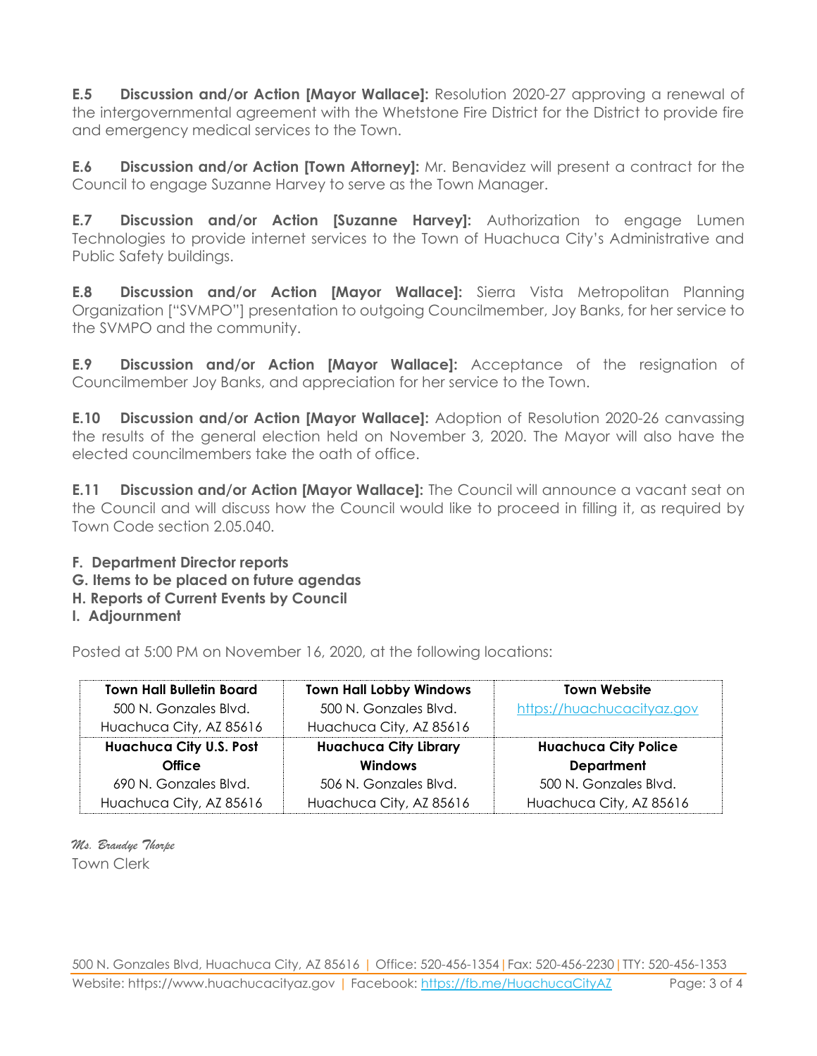**E.5 Discussion and/or Action [Mayor Wallace]:** Resolution 2020-27 approving a renewal of the intergovernmental agreement with the Whetstone Fire District for the District to provide fire and emergency medical services to the Town.

**E.6 Discussion and/or Action [Town Attorney]:** Mr. Benavidez will present a contract for the Council to engage Suzanne Harvey to serve as the Town Manager.

**E.7 Discussion and/or Action [Suzanne Harvey]:** Authorization to engage Lumen Technologies to provide internet services to the Town of Huachuca City's Administrative and Public Safety buildings.

**E.8 Discussion and/or Action [Mayor Wallace]:** Sierra Vista Metropolitan Planning Organization ["SVMPO"] presentation to outgoing Councilmember, Joy Banks, for her service to the SVMPO and the community.

**E.9 Discussion and/or Action [Mayor Wallace]:** Acceptance of the resignation of Councilmember Joy Banks, and appreciation for her service to the Town.

**E.10 Discussion and/or Action [Mayor Wallace]:** Adoption of Resolution 2020-26 canvassing the results of the general election held on November 3, 2020. The Mayor will also have the elected councilmembers take the oath of office.

**E.11 Discussion and/or Action [Mayor Wallace]:** The Council will announce a vacant seat on the Council and will discuss how the Council would like to proceed in filling it, as required by Town Code section 2.05.040.

**F. Department Director reports**
**G. Items to be placed on future agendas**
**H. Reports of Current Events by Council**
**I. Adjournment**

Posted at 5:00 PM on November 16, 2020, at the following locations:

| Town Hall Bulletin Board | Town Hall Lobby Windows | Town Website |
|---|---|---|
| 500 N. Gonzales Blvd. Huachuca City, AZ 85616 | 500 N. Gonzales Blvd. Huachuca City, AZ 85616 | https://huachucacityaz.gov |
| **Huachuca City U.S. Post Office** 690 N. Gonzales Blvd. Huachuca City, AZ 85616 | **Huachuca City Library Windows** 506 N. Gonzales Blvd. Huachuca City, AZ 85616 | **Huachuca City Police Department** 500 N. Gonzales Blvd. Huachuca City, AZ 85616 |

*Ms. Brandye Thorpe*
Town Clerk

500 N. Gonzales Blvd, Huachuca City, AZ 85616 | Office: 520-456-1354 | Fax: 520-456-2230 | TTY: 520-456-1353
Website: https://www.huachucacityaz.gov | Facebook: https://fb.me/HuachucaCityAZ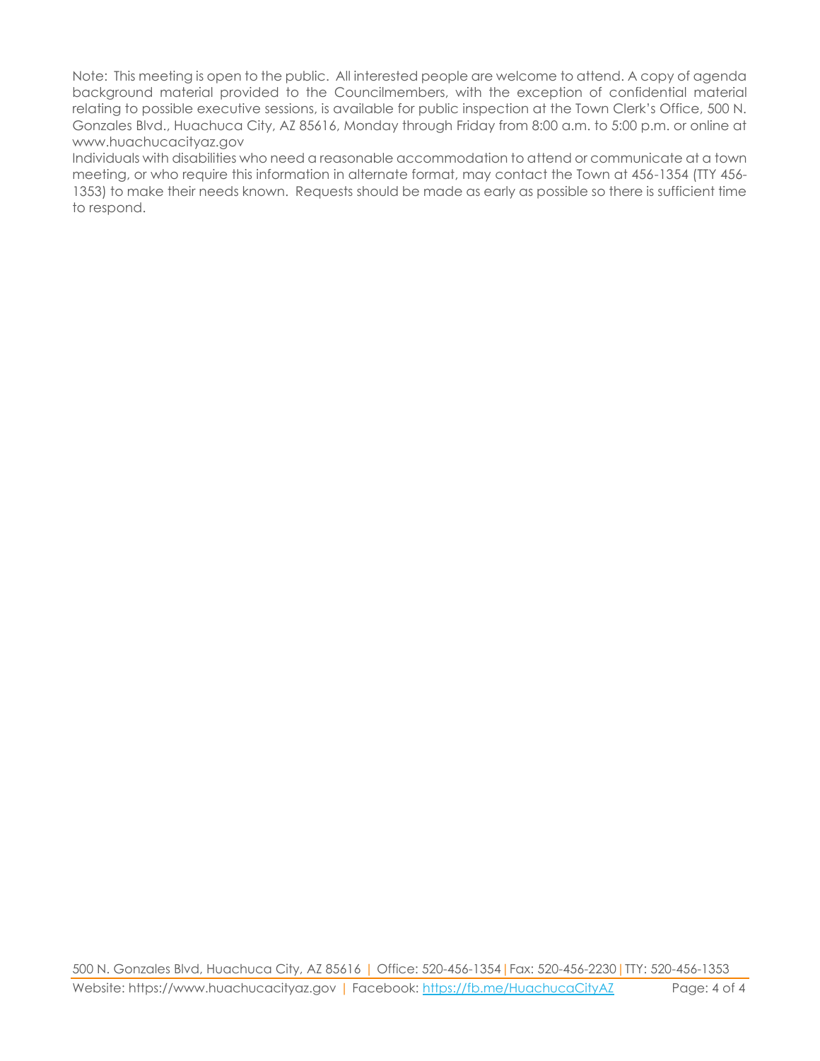Note: This meeting is open to the public. All interested people are welcome to attend. A copy of agenda background material provided to the Councilmembers, with the exception of confidential material relating to possible executive sessions, is available for public inspection at the Town Clerk's Office, 500 N. Gonzales Blvd., Huachuca City, AZ 85616, Monday through Friday from 8:00 a.m. to 5:00 p.m. or online at www.huachucacityaz.gov

Individuals with disabilities who need a reasonable accommodation to attend or communicate at a town meeting, or who require this information in alternate format, may contact the Town at 456-1354 (TTY 456-1353) to make their needs known. Requests should be made as early as possible so there is sufficient time to respond.